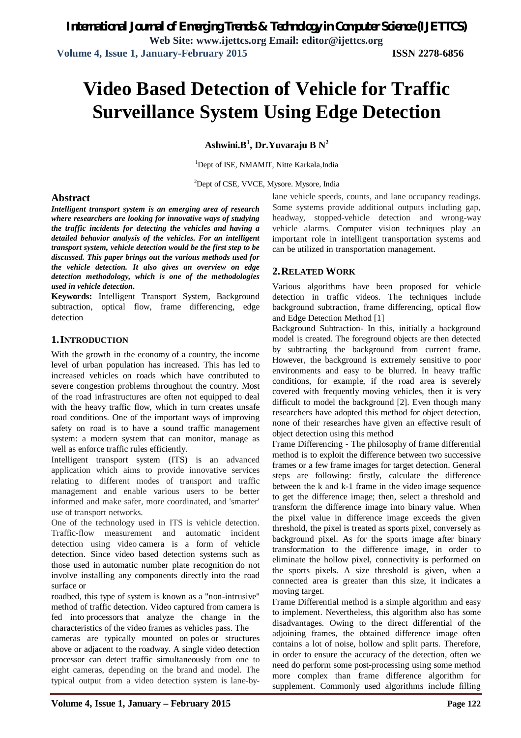# Video Based Detection of Vehicle for Traffic Surveillance System Using Edge Detection

**Ashwini.B[1], Dr.Yuvaraju B N[2]**

[1]Dept of ISE, NMAMIT, Nitte Karkala,India

[2]Dept of CSE, VVCE, Mysore. Mysore, India

## Abstract

***Intelligent transport system is an emerging area of research where researchers are looking for innovative ways of studying the traffic incidents for detecting the vehicles and having a detailed behavior analysis of the vehicles. For an intelligent transport system, vehicle detection would be the first step to be discussed. This paper brings out the various methods used for the vehicle detection. It also gives an overview on edge detection methodology, which is one of the methodologies used in vehicle detection.***

**Keywords:** Intelligent Transport System, Background subtraction, optical flow, frame differencing, edge detection

## 1. INTRODUCTION

With the growth in the economy of a country, the income level of urban population has increased. This has led to increased vehicles on roads which have contributed to severe congestion problems throughout the country. Most of the road infrastructures are often not equipped to deal with the heavy traffic flow, which in turn creates unsafe road conditions. One of the important ways of improving safety on road is to have a sound traffic management system: a modern system that can monitor, manage as well as enforce traffic rules efficiently.

Intelligent transport system (ITS) is an advanced application which aims to provide innovative services relating to different modes of transport and traffic management and enable various users to be better informed and make safer, more coordinated, and 'smarter' use of transport networks.

One of the technology used in ITS is vehicle detection. Traffic-flow measurement and automatic incident detection using video camera is a form of vehicle detection. Since video based detection systems such as those used in automatic number plate recognition do not involve installing any components directly into the road surface or

roadbed, this type of system is known as a "non-intrusive" method of traffic detection. Video captured from camera is fed into processors that analyze the change in the characteristics of the video frames as vehicles pass. The

cameras are typically mounted on poles or structures above or adjacent to the roadway. A single video detection processor can detect traffic simultaneously from one to eight cameras, depending on the brand and model. The typical output from a video detection system is lane-by-lane vehicle speeds, counts, and lane occupancy readings. Some systems provide additional outputs including gap, headway, stopped-vehicle detection and wrong-way vehicle alarms. Computer vision techniques play an important role in intelligent transportation systems and can be utilized in transportation management.

## 2. RELATED WORK

Various algorithms have been proposed for vehicle detection in traffic videos. The techniques include background subtraction, frame differencing, optical flow and Edge Detection Method [1]

Background Subtraction- In this, initially a background model is created. The foreground objects are then detected by subtracting the background from current frame. However, the background is extremely sensitive to poor environments and easy to be blurred. In heavy traffic conditions, for example, if the road area is severely covered with frequently moving vehicles, then it is very difficult to model the background [2]. Even though many researchers have adopted this method for object detection, none of their researches have given an effective result of object detection using this method

Frame Differencing - The philosophy of frame differential method is to exploit the difference between two successive frames or a few frame images for target detection. General steps are following: firstly, calculate the difference between the k and k-1 frame in the video image sequence to get the difference image; then, select a threshold and transform the difference image into binary value. When the pixel value in difference image exceeds the given threshold, the pixel is treated as sports pixel, conversely as background pixel. As for the sports image after binary transformation to the difference image, in order to eliminate the hollow pixel, connectivity is performed on the sports pixels. A size threshold is given, when a connected area is greater than this size, it indicates a moving target.

Frame Differential method is a simple algorithm and easy to implement. Nevertheless, this algorithm also has some disadvantages. Owing to the direct differential of the adjoining frames, the obtained difference image often contains a lot of noise, hollow and split parts. Therefore, in order to ensure the accuracy of the detection, often we need do perform some post-processing using some method more complex than frame difference algorithm for supplement. Commonly used algorithms include filling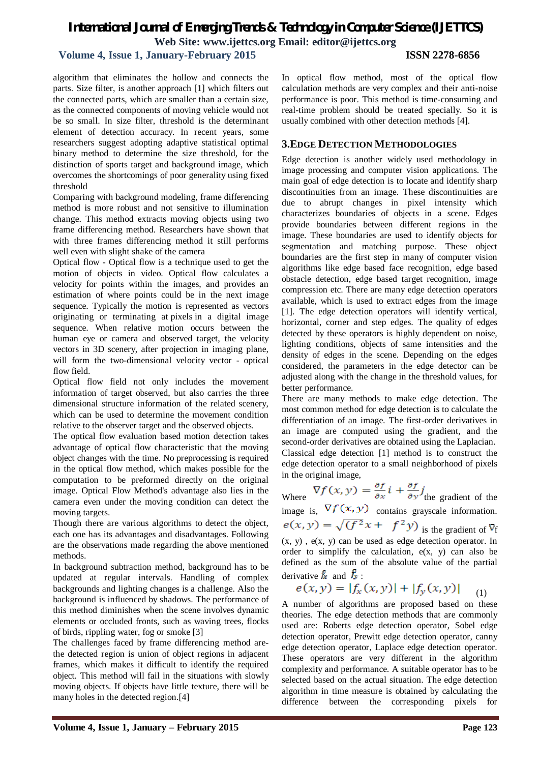algorithm that eliminates the hollow and connects the parts. Size filter, is another approach [1] which filters out the connected parts, which are smaller than a certain size, as the connected components of moving vehicle would not be so small. In size filter, threshold is the determinant element of detection accuracy. In recent years, some researchers suggest adopting adaptive statistical optimal binary method to determine the size threshold, for the distinction of sports target and background image, which overcomes the shortcomings of poor generality using fixed threshold

Comparing with background modeling, frame differencing method is more robust and not sensitive to illumination change. This method extracts moving objects using two frame differencing method. Researchers have shown that with three frames differencing method it still performs well even with slight shake of the camera

Optical flow - Optical flow is a technique used to get the motion of objects in video. Optical flow calculates a velocity for points within the images, and provides an estimation of where points could be in the next image sequence. Typically the motion is represented as vectors originating or terminating at pixels in a digital image sequence. When relative motion occurs between the human eye or camera and observed target, the velocity vectors in 3D scenery, after projection in imaging plane, will form the two-dimensional velocity vector - optical flow field.

Optical flow field not only includes the movement information of target observed, but also carries the three dimensional structure information of the related scenery, which can be used to determine the movement condition relative to the observer target and the observed objects.

The optical flow evaluation based motion detection takes advantage of optical flow characteristic that the moving object changes with the time. No preprocessing is required in the optical flow method, which makes possible for the computation to be preformed directly on the original image. Optical Flow Method's advantage also lies in the camera even under the moving condition can detect the moving targets.

Though there are various algorithms to detect the object, each one has its advantages and disadvantages. Following are the observations made regarding the above mentioned methods.

In background subtraction method, background has to be updated at regular intervals. Handling of complex backgrounds and lighting changes is a challenge. Also the background is influenced by shadows. The performance of this method diminishes when the scene involves dynamic elements or occluded fronts, such as waving trees, flocks of birds, rippling water, fog or smoke [3]

The challenges faced by frame differencing method are- the detected region is union of object regions in adjacent frames, which makes it difficult to identify the required object. This method will fail in the situations with slowly moving objects. If objects have little texture, there will be many holes in the detected region.[4]

In optical flow method, most of the optical flow calculation methods are very complex and their anti-noise performance is poor. This method is time-consuming and real-time problem should be treated specially. So it is usually combined with other detection methods [4].

## 3.EDGE DETECTION METHODOLOGIES

Edge detection is another widely used methodology in image processing and computer vision applications. The main goal of edge detection is to locate and identify sharp discontinuities from an image. These discontinuities are due to abrupt changes in pixel intensity which characterizes boundaries of objects in a scene. Edges provide boundaries between different regions in the image. These boundaries are used to identify objects for segmentation and matching purpose. These object boundaries are the first step in many of computer vision algorithms like edge based face recognition, edge based obstacle detection, edge based target recognition, image compression etc. There are many edge detection operators available, which is used to extract edges from the image [1]. The edge detection operators will identify vertical, horizontal, corner and step edges. The quality of edges detected by these operators is highly dependent on noise, lighting conditions, objects of same intensities and the density of edges in the scene. Depending on the edges considered, the parameters in the edge detector can be adjusted along with the change in the threshold values, for better performance.

There are many methods to make edge detection. The most common method for edge detection is to calculate the differentiation of an image. The first-order derivatives in an image are computed using the gradient, and the second-order derivatives are obtained using the Laplacian.

Classical edge detection [1] method is to construct the edge detection operator to a small neighborhood of pixels in the original image,

Where $\nabla f(x,y) = \frac{\partial f}{\partial x} i + \frac{\partial f}{\partial y} j$ the gradient of the image is, $\nabla f(x,y)$ contains grayscale information. $e(x,y) = \sqrt{(f^2 x + \ f^2 y)}$ is the gradient of $\nabla$f (x, y) , e(x, y) can be used as edge detection operator. In order to simplify the calculation, e(x, y) can also be defined as the sum of the absolute value of the partial derivative $f_x$ and $f_y$ :

$$e(x,y) = |f_x(x,y)| + |f_y(x,y)| \quad (1)$$

A number of algorithms are proposed based on these theories. The edge detection methods that are commonly used are: Roberts edge detection operator, Sobel edge detection operator, Prewitt edge detection operator, canny edge detection operator, Laplace edge detection operator. These operators are very different in the algorithm complexity and performance. A suitable operator has to be selected based on the actual situation. The edge detection algorithm in time measure is obtained by calculating the difference between the corresponding pixels for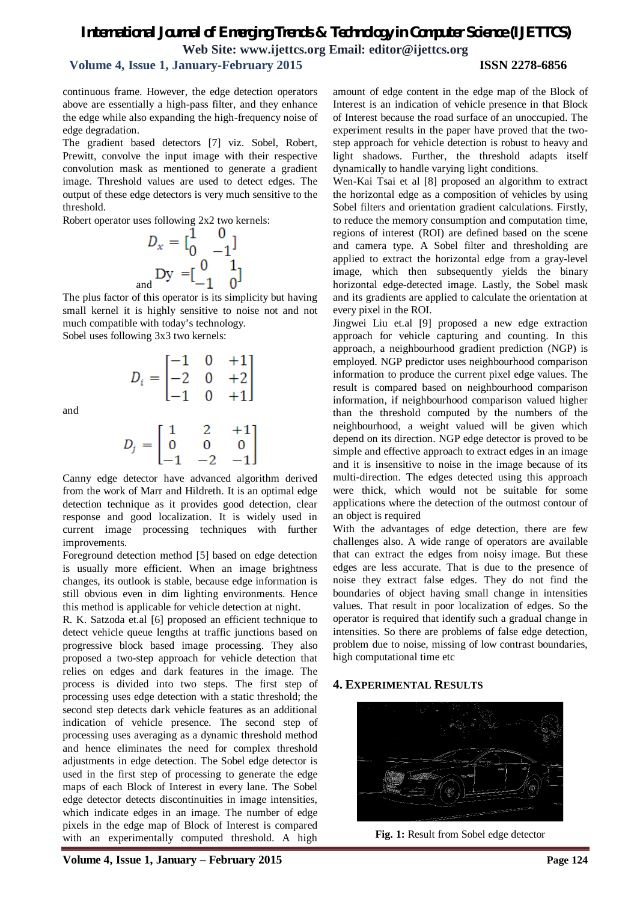continuous frame. However, the edge detection operators above are essentially a high-pass filter, and they enhance the edge while also expanding the high-frequency noise of edge degradation.

The gradient based detectors [7] viz. Sobel, Robert, Prewitt, convolve the input image with their respective convolution mask as mentioned to generate a gradient image. Threshold values are used to detect edges. The output of these edge detectors is very much sensitive to the threshold.

Robert operator uses following 2x2 two kernels:

$$D_x = \begin{bmatrix} 1 & 0 \\ 0 & -1 \end{bmatrix}$$

and

$$D_y = \begin{bmatrix} 0 & 1 \\ -1 & 0 \end{bmatrix}$$

The plus factor of this operator is its simplicity but having small kernel it is highly sensitive to noise not and not much compatible with today's technology.

Sobel uses following 3x3 two kernels:

$$D_i = \begin{bmatrix} -1 & 0 & +1 \\ -2 & 0 & +2 \\ -1 & 0 & +1 \end{bmatrix}$$

and

$$D_j = \begin{bmatrix} 1 & 2 & +1 \\ 0 & 0 & 0 \\ -1 & -2 & -1 \end{bmatrix}$$

Canny edge detector have advanced algorithm derived from the work of Marr and Hildreth. It is an optimal edge detection technique as it provides good detection, clear response and good localization. It is widely used in current image processing techniques with further improvements.

Foreground detection method [5] based on edge detection is usually more efficient. When an image brightness changes, its outlook is stable, because edge information is still obvious even in dim lighting environments. Hence this method is applicable for vehicle detection at night.

R. K. Satzoda et.al [6] proposed an efficient technique to detect vehicle queue lengths at traffic junctions based on progressive block based image processing. They also proposed a two-step approach for vehicle detection that relies on edges and dark features in the image. The process is divided into two steps. The first step of processing uses edge detection with a static threshold; the second step detects dark vehicle features as an additional indication of vehicle presence. The second step of processing uses averaging as a dynamic threshold method and hence eliminates the need for complex threshold adjustments in edge detection. The Sobel edge detector is used in the first step of processing to generate the edge maps of each Block of Interest in every lane. The Sobel edge detector detects discontinuities in image intensities, which indicate edges in an image. The number of edge pixels in the edge map of Block of Interest is compared with an experimentally computed threshold. A high amount of edge content in the edge map of the Block of Interest is an indication of vehicle presence in that Block of Interest because the road surface of an unoccupied. The experiment results in the paper have proved that the two-step approach for vehicle detection is robust to heavy and light shadows. Further, the threshold adapts itself dynamically to handle varying light conditions.

Wen-Kai Tsai et al [8] proposed an algorithm to extract the horizontal edge as a composition of vehicles by using Sobel filters and orientation gradient calculations. Firstly, to reduce the memory consumption and computation time, regions of interest (ROI) are defined based on the scene and camera type. A Sobel filter and thresholding are applied to extract the horizontal edge from a gray-level image, which then subsequently yields the binary horizontal edge-detected image. Lastly, the Sobel mask and its gradients are applied to calculate the orientation at every pixel in the ROI.

Jingwei Liu et.al [9] proposed a new edge extraction approach for vehicle capturing and counting. In this approach, a neighbourhood gradient prediction (NGP) is employed. NGP predictor uses neighbourhood comparison information to produce the current pixel edge values. The result is compared based on neighbourhood comparison information, if neighbourhood comparison valued higher than the threshold computed by the numbers of the neighbourhood, a weight valued will be given which depend on its direction. NGP edge detector is proved to be simple and effective approach to extract edges in an image and it is insensitive to noise in the image because of its multi-direction. The edges detected using this approach were thick, which would not be suitable for some applications where the detection of the outmost contour of an object is required

With the advantages of edge detection, there are few challenges also. A wide range of operators are available that can extract the edges from noisy image. But these edges are less accurate. That is due to the presence of noise they extract false edges. They do not find the boundaries of object having small change in intensities values. That result in poor localization of edges. So the operator is required that identify such a gradual change in intensities. So there are problems of false edge detection, problem due to noise, missing of low contrast boundaries, high computational time etc

## 4. Experimental Results

**Fig. 1:** Result from Sobel edge detector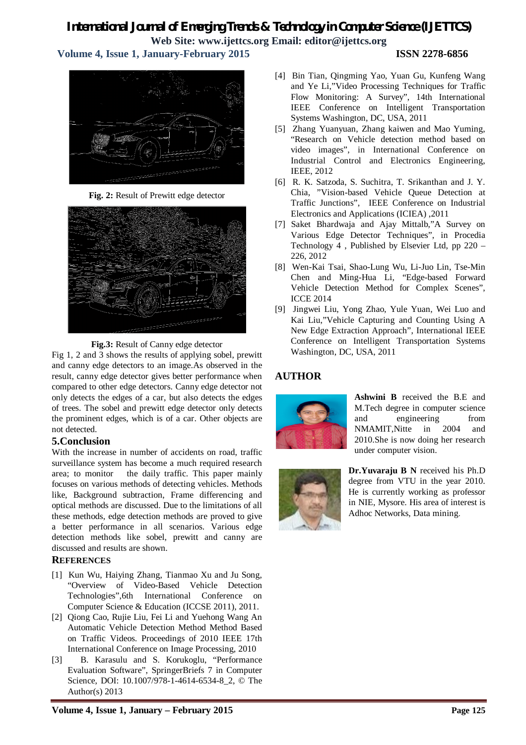Fig. 2: Result of Prewitt edge detector

Fig.3: Result of Canny edge detector

Fig 1, 2 and 3 shows the results of applying sobel, prewitt and canny edge detectors to an image.As observed in the result, canny edge detector gives better performance when compared to other edge detectors. Canny edge detector not only detects the edges of a car, but also detects the edges of trees. The sobel and prewitt edge detector only detects the prominent edges, which is of a car. Other objects are not detected.

## 5.Conclusion

With the increase in number of accidents on road, traffic surveillance system has become a much required research area; to monitor the daily traffic. This paper mainly focuses on various methods of detecting vehicles. Methods like, Background subtraction, Frame differencing and optical methods are discussed. Due to the limitations of all these methods, edge detection methods are proved to give a better performance in all scenarios. Various edge detection methods like sobel, prewitt and canny are discussed and results are shown.

## References

[1] Kun Wu, Haiying Zhang, Tianmao Xu and Ju Song, "Overview of Video-Based Vehicle Detection Technologies",6th International Conference on Computer Science & Education (ICCSE 2011), 2011.

[2] Qiong Cao, Rujie Liu, Fei Li and Yuehong Wang An Automatic Vehicle Detection Method Method Based on Traffic Videos. Proceedings of 2010 IEEE 17th International Conference on Image Processing, 2010

[3] B. Karasulu and S. Korukoglu, "Performance Evaluation Software", SpringerBriefs 7 in Computer Science, DOI: 10.1007/978-1-4614-6534-8_2, © The Author(s) 2013

[4] Bin Tian, Qingming Yao, Yuan Gu, Kunfeng Wang and Ye Li,"Video Processing Techniques for Traffic Flow Monitoring: A Survey", 14th International IEEE Conference on Intelligent Transportation Systems Washington, DC, USA, 2011

[5] Zhang Yuanyuan, Zhang kaiwen and Mao Yuming, "Research on Vehicle detection method based on video images", in International Conference on Industrial Control and Electronics Engineering, IEEE, 2012

[6] R. K. Satzoda, S. Suchitra, T. Srikanthan and J. Y. Chia, "Vision-based Vehicle Queue Detection at Traffic Junctions", IEEE Conference on Industrial Electronics and Applications (ICIEA) ,2011

[7] Saket Bhardwaja and Ajay Mittalb,"A Survey on Various Edge Detector Techniques", in Procedia Technology 4 , Published by Elsevier Ltd, pp 220 – 226, 2012

[8] Wen-Kai Tsai, Shao-Lung Wu, Li-Juo Lin, Tse-Min Chen and Ming-Hua Li, "Edge-based Forward Vehicle Detection Method for Complex Scenes", ICCE 2014

[9] Jingwei Liu, Yong Zhao, Yule Yuan, Wei Luo and Kai Liu,"Vehicle Capturing and Counting Using A New Edge Extraction Approach", International IEEE Conference on Intelligent Transportation Systems Washington, DC, USA, 2011

## AUTHOR

**Ashwini B** received the B.E and M.Tech degree in computer science and engineering from NMAMIT,Nitte in 2004 and 2010.She is now doing her research under computer vision.

**Dr.Yuvaraju B N** received his Ph.D degree from VTU in the year 2010. He is currently working as professor in NIE, Mysore. His area of interest is Adhoc Networks, Data mining.